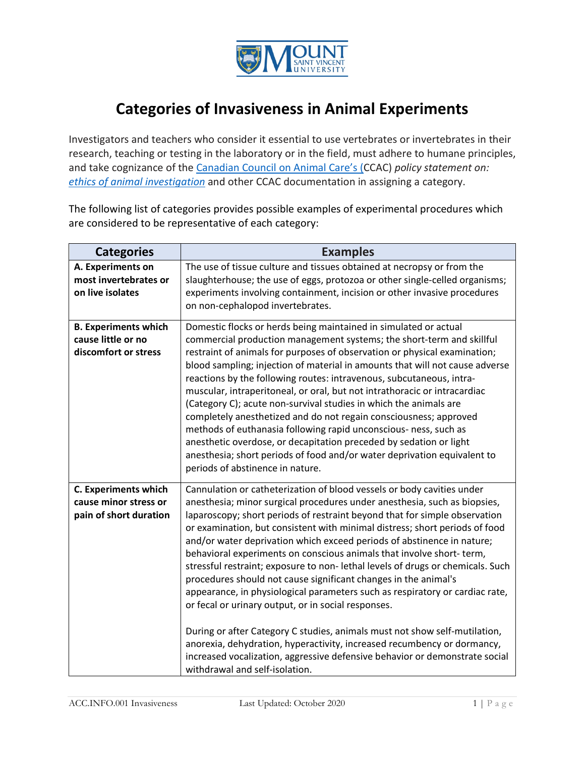# Categories of Invasiveness in Animal Experiments

Investigators and teachers who consider it essential to use vertebrates or invertebrates in their research, teaching or testing in the laboratory or in the field, must adhere to humane principles, and take cognizance of the [Canadian Council on Animal Care's (](#)CCAC) *policy statement on:* [*ethics of animal investigation*](#) and other CCAC documentation in assigning a category.

The following list of categories provides possible examples of experimental procedures which are considered to be representative of each category:

| Categories | Examples |
|---|---|
| **A. Experiments on most invertebrates or on live isolates** | The use of tissue culture and tissues obtained at necropsy or from the slaughterhouse; the use of eggs, protozoa or other single-celled organisms; experiments involving containment, incision or other invasive procedures on non-cephalopod invertebrates. |
| **B. Experiments which cause little or no discomfort or stress** | Domestic flocks or herds being maintained in simulated or actual commercial production management systems; the short-term and skillful restraint of animals for purposes of observation or physical examination; blood sampling; injection of material in amounts that will not cause adverse reactions by the following routes: intravenous, subcutaneous, intra-muscular, intraperitoneal, or oral, but not intrathoracic or intracardiac (Category C); acute non-survival studies in which the animals are completely anesthetized and do not regain consciousness; approved methods of euthanasia following rapid unconscious- ness, such as anesthetic overdose, or decapitation preceded by sedation or light anesthesia; short periods of food and/or water deprivation equivalent to periods of abstinence in nature. |
| **C. Experiments which cause minor stress or pain of short duration** | Cannulation or catheterization of blood vessels or body cavities under anesthesia; minor surgical procedures under anesthesia, such as biopsies, laparoscopy; short periods of restraint beyond that for simple observation or examination, but consistent with minimal distress; short periods of food and/or water deprivation which exceed periods of abstinence in nature; behavioral experiments on conscious animals that involve short- term, stressful restraint; exposure to non- lethal levels of drugs or chemicals. Such procedures should not cause significant changes in the animal's appearance, in physiological parameters such as respiratory or cardiac rate, or fecal or urinary output, or in social responses.<br><br>During or after Category C studies, animals must not show self-mutilation, anorexia, dehydration, hyperactivity, increased recumbency or dormancy, increased vocalization, aggressive defensive behavior or demonstrate social withdrawal and self-isolation. |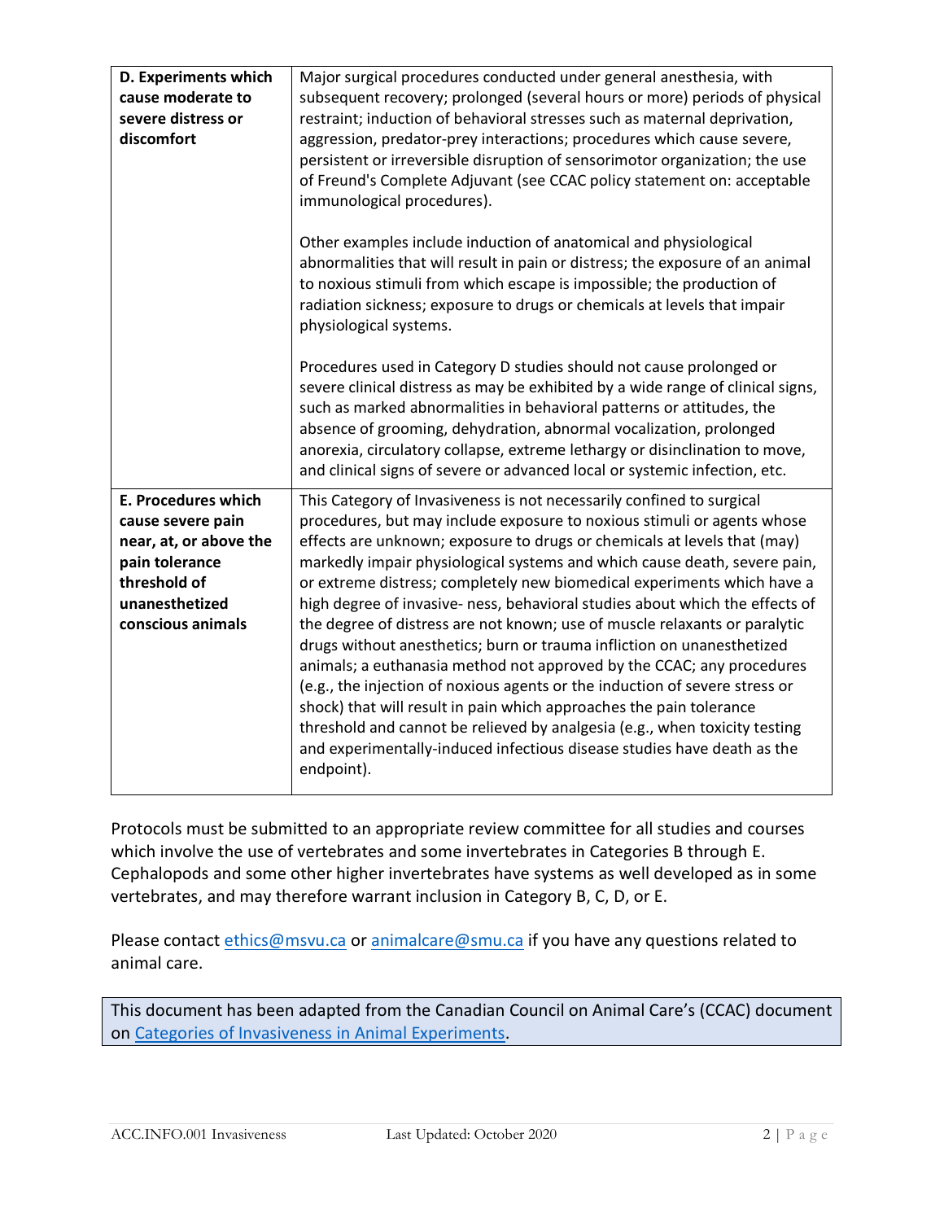| | |
|---|---|
| **D. Experiments which cause moderate to severe distress or discomfort** | Major surgical procedures conducted under general anesthesia, with subsequent recovery; prolonged (several hours or more) periods of physical restraint; induction of behavioral stresses such as maternal deprivation, aggression, predator-prey interactions; procedures which cause severe, persistent or irreversible disruption of sensorimotor organization; the use of Freund's Complete Adjuvant (see CCAC policy statement on: acceptable immunological procedures).<br><br>Other examples include induction of anatomical and physiological abnormalities that will result in pain or distress; the exposure of an animal to noxious stimuli from which escape is impossible; the production of radiation sickness; exposure to drugs or chemicals at levels that impair physiological systems.<br><br>Procedures used in Category D studies should not cause prolonged or severe clinical distress as may be exhibited by a wide range of clinical signs, such as marked abnormalities in behavioral patterns or attitudes, the absence of grooming, dehydration, abnormal vocalization, prolonged anorexia, circulatory collapse, extreme lethargy or disinclination to move, and clinical signs of severe or advanced local or systemic infection, etc. |
| **E. Procedures which cause severe pain near, at, or above the pain tolerance threshold of unanesthetized conscious animals** | This Category of Invasiveness is not necessarily confined to surgical procedures, but may include exposure to noxious stimuli or agents whose effects are unknown; exposure to drugs or chemicals at levels that (may) markedly impair physiological systems and which cause death, severe pain, or extreme distress; completely new biomedical experiments which have a high degree of invasive- ness, behavioral studies about which the effects of the degree of distress are not known; use of muscle relaxants or paralytic drugs without anesthetics; burn or trauma infliction on unanesthetized animals; a euthanasia method not approved by the CCAC; any procedures (e.g., the injection of noxious agents or the induction of severe stress or shock) that will result in pain which approaches the pain tolerance threshold and cannot be relieved by analgesia (e.g., when toxicity testing and experimentally-induced infectious disease studies have death as the endpoint). |

Protocols must be submitted to an appropriate review committee for all studies and courses which involve the use of vertebrates and some invertebrates in Categories B through E. Cephalopods and some other higher invertebrates have systems as well developed as in some vertebrates, and may therefore warrant inclusion in Category B, C, D, or E.

Please contact ethics@msvu.ca or animalcare@smu.ca if you have any questions related to animal care.

This document has been adapted from the Canadian Council on Animal Care's (CCAC) document on Categories of Invasiveness in Animal Experiments.